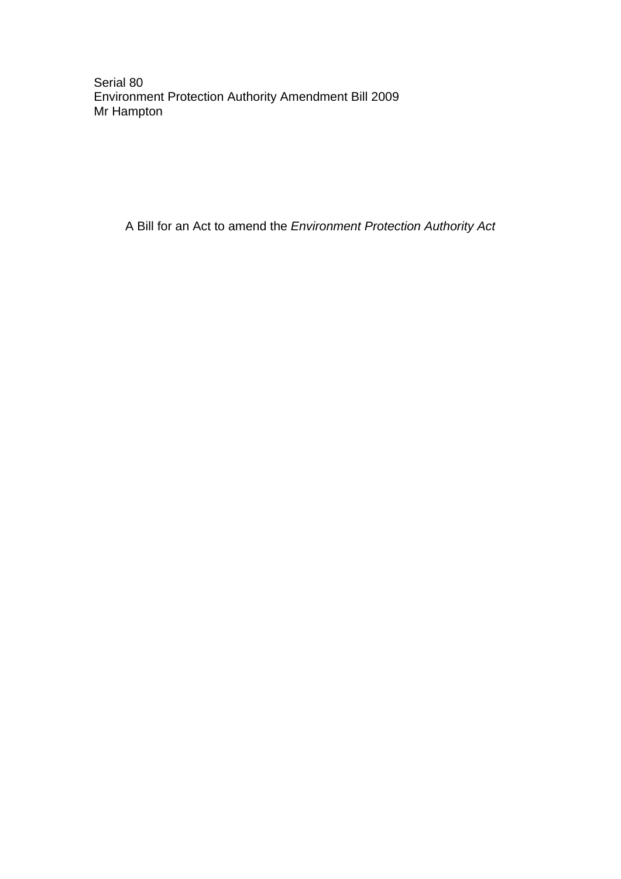Serial 80
Environment Protection Authority Amendment Bill 2009
Mr Hampton

A Bill for an Act to amend the *Environment Protection Authority Act*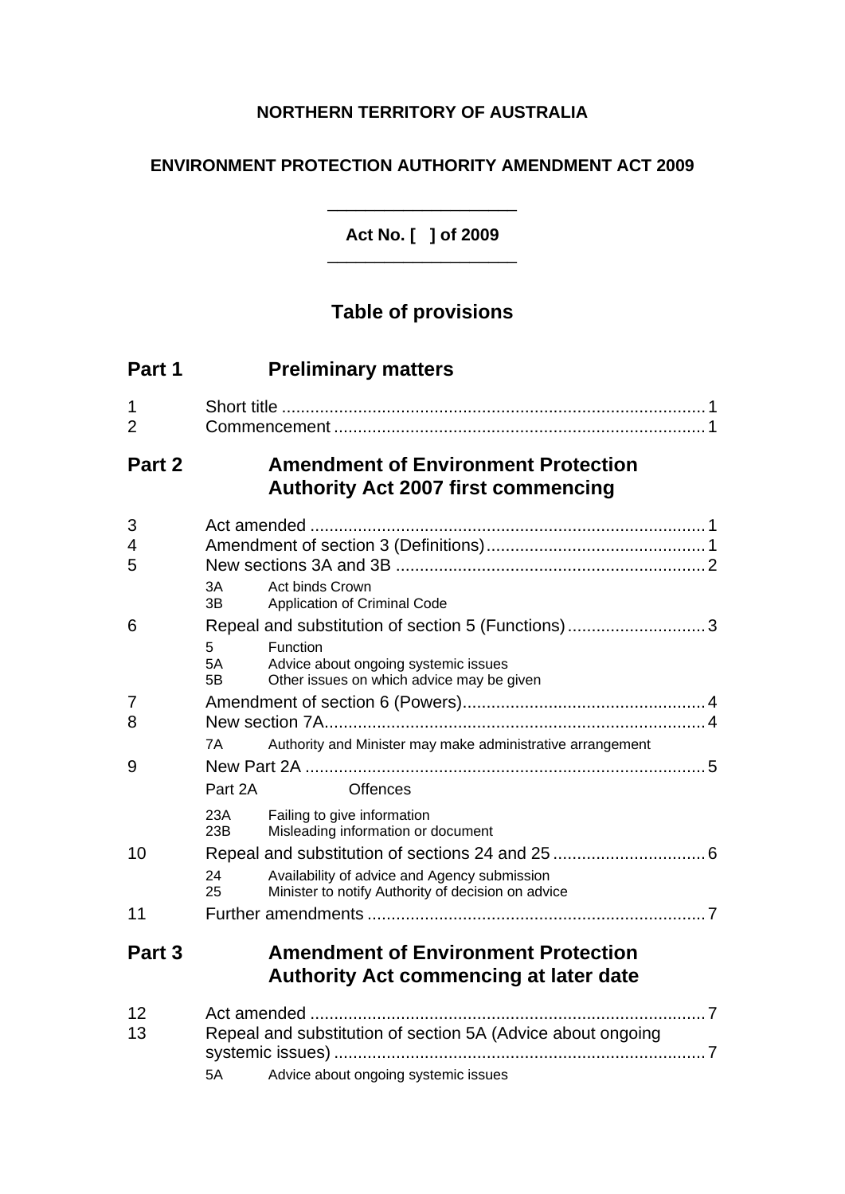**NORTHERN TERRITORY OF AUSTRALIA**

**ENVIRONMENT PROTECTION AUTHORITY AMENDMENT ACT 2009**

---

**Act No. [ ] of 2009**

---

## Table of provisions

### Part 1 Preliminary matters

1 Short title ........................................................................................ 1
2 Commencement ............................................................................. 1

### Part 2 Amendment of Environment Protection Authority Act 2007 first commencing

3 Act amended .................................................................................. 1
4 Amendment of section 3 (Definitions) .............................................. 1
5 New sections 3A and 3B ................................................................. 2

- 3A Act binds Crown
- 3B Application of Criminal Code

6 Repeal and substitution of section 5 (Functions) ............................. 3

- 5 Function
- 5A Advice about ongoing systemic issues
- 5B Other issues on which advice may be given

7 Amendment of section 6 (Powers) ................................................... 4
8 New section 7A ............................................................................... 4

- 7A Authority and Minister may make administrative arrangement

9 New Part 2A ................................................................................... 5

- Part 2A Offences
- 23A Failing to give information
- 23B Misleading information or document

10 Repeal and substitution of sections 24 and 25 ................................ 6

- 24 Availability of advice and Agency submission
- 25 Minister to notify Authority of decision on advice

11 Further amendments ...................................................................... 7

### Part 3 Amendment of Environment Protection Authority Act commencing at later date

12 Act amended .................................................................................. 7
13 Repeal and substitution of section 5A (Advice about ongoing systemic issues) .............................................................................. 7

- 5A Advice about ongoing systemic issues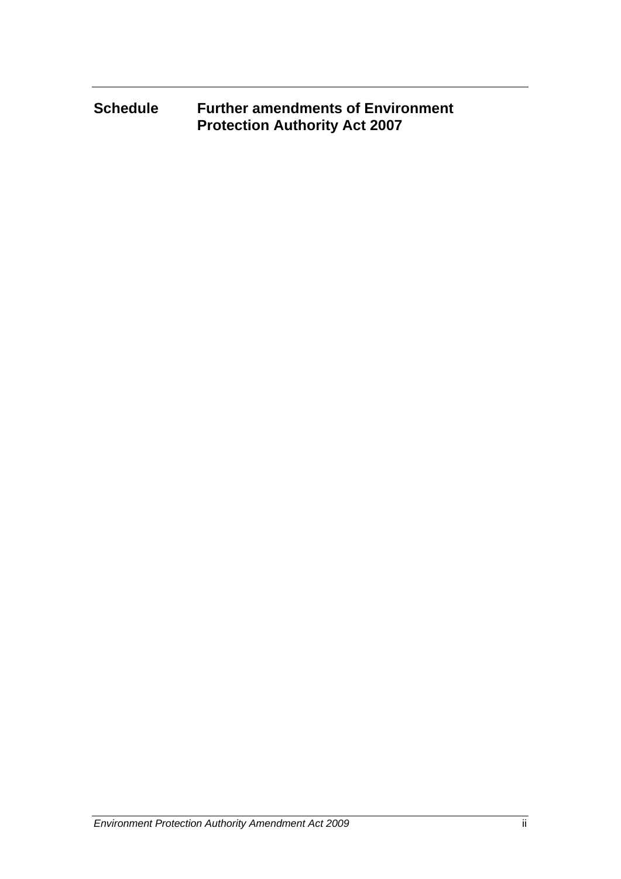Schedule Further amendments of Environment Protection Authority Act 2007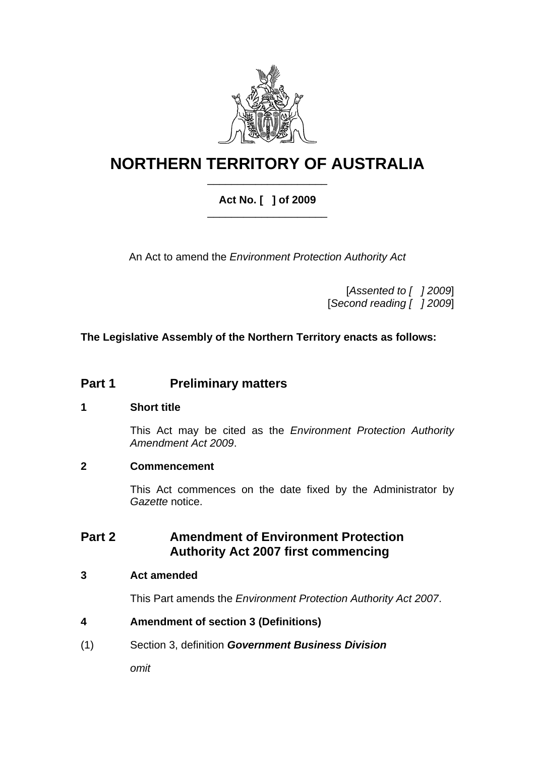# NORTHERN TERRITORY OF AUSTRALIA

**Act No. [ ] of 2009**

An Act to amend the *Environment Protection Authority Act*

[*Assented to [ ] 2009*]
[*Second reading [ ] 2009*]

**The Legislative Assembly of the Northern Territory enacts as follows:**

## Part 1 Preliminary matters

### 1 Short title

This Act may be cited as the *Environment Protection Authority Amendment Act 2009*.

### 2 Commencement

This Act commences on the date fixed by the Administrator by *Gazette* notice.

## Part 2 Amendment of Environment Protection Authority Act 2007 first commencing

### 3 Act amended

This Part amends the *Environment Protection Authority Act 2007*.

### 4 Amendment of section 3 (Definitions)

(1) Section 3, definition ***Government Business Division***

*omit*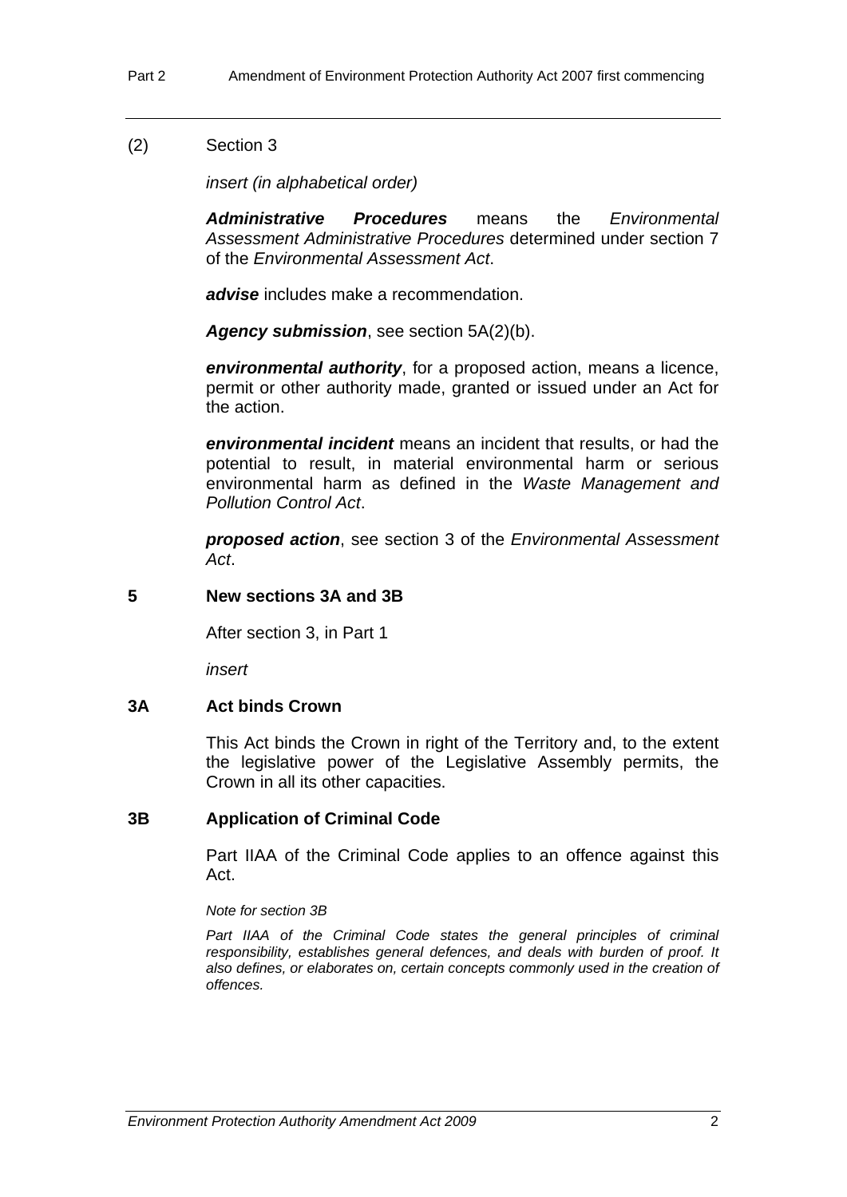(2) Section 3

*insert (in alphabetical order)*

***Administrative Procedures*** means the *Environmental Assessment Administrative Procedures* determined under section 7 of the *Environmental Assessment Act*.

***advise*** includes make a recommendation.

***Agency submission***, see section 5A(2)(b).

***environmental authority***, for a proposed action, means a licence, permit or other authority made, granted or issued under an Act for the action.

***environmental incident*** means an incident that results, or had the potential to result, in material environmental harm or serious environmental harm as defined in the *Waste Management and Pollution Control Act*.

***proposed action***, see section 3 of the *Environmental Assessment Act*.

## 5 New sections 3A and 3B

After section 3, in Part 1

*insert*

### 3A Act binds Crown

This Act binds the Crown in right of the Territory and, to the extent the legislative power of the Legislative Assembly permits, the Crown in all its other capacities.

### 3B Application of Criminal Code

Part IIAA of the Criminal Code applies to an offence against this Act.

*Note for section 3B*

*Part IIAA of the Criminal Code states the general principles of criminal responsibility, establishes general defences, and deals with burden of proof. It also defines, or elaborates on, certain concepts commonly used in the creation of offences.*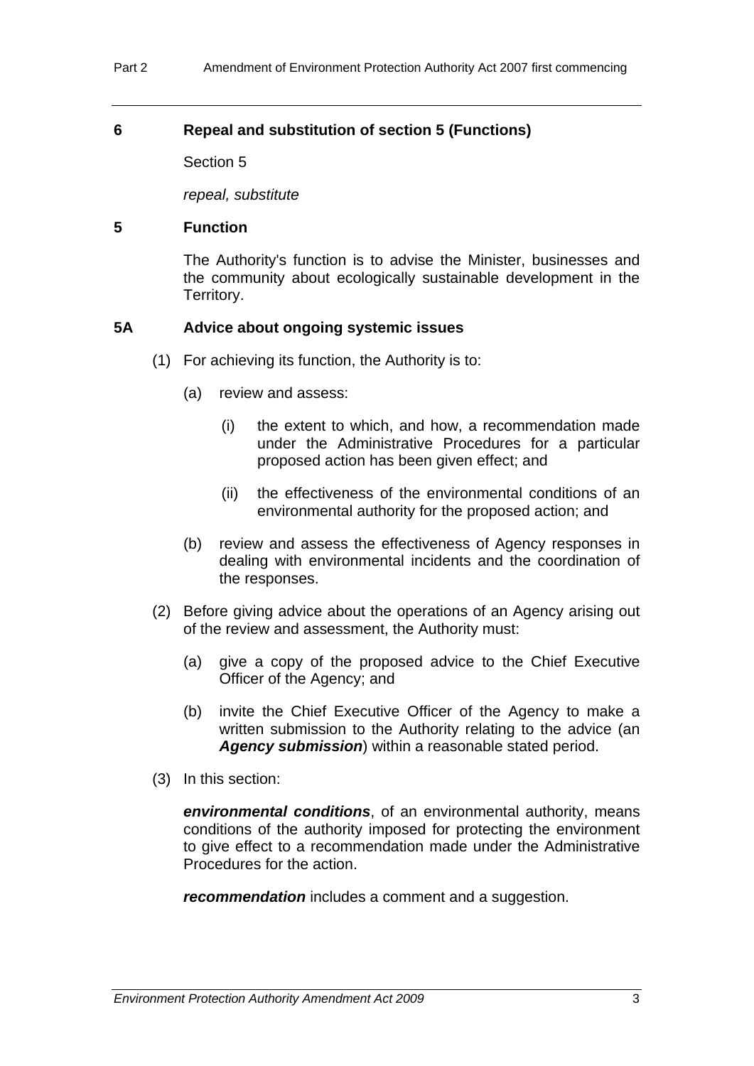### 6 Repeal and substitution of section 5 (Functions)

Section 5

*repeal, substitute*

### 5 Function

The Authority's function is to advise the Minister, businesses and the community about ecologically sustainable development in the Territory.

### 5A Advice about ongoing systemic issues

(1) For achieving its function, the Authority is to:

(a) review and assess:

(i) the extent to which, and how, a recommendation made under the Administrative Procedures for a particular proposed action has been given effect; and

(ii) the effectiveness of the environmental conditions of an environmental authority for the proposed action; and

(b) review and assess the effectiveness of Agency responses in dealing with environmental incidents and the coordination of the responses.

(2) Before giving advice about the operations of an Agency arising out of the review and assessment, the Authority must:

(a) give a copy of the proposed advice to the Chief Executive Officer of the Agency; and

(b) invite the Chief Executive Officer of the Agency to make a written submission to the Authority relating to the advice (an ***Agency submission***) within a reasonable stated period.

(3) In this section:

***environmental conditions***, of an environmental authority, means conditions of the authority imposed for protecting the environment to give effect to a recommendation made under the Administrative Procedures for the action.

***recommendation*** includes a comment and a suggestion.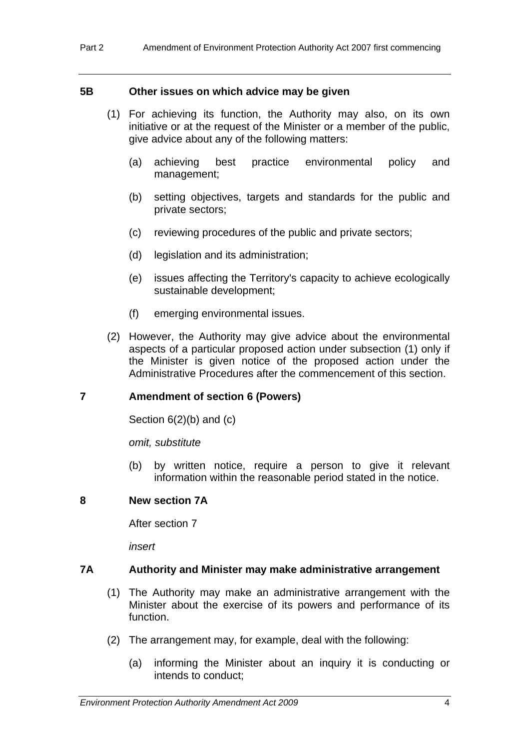### 5B Other issues on which advice may be given

(1) For achieving its function, the Authority may also, on its own initiative or at the request of the Minister or a member of the public, give advice about any of the following matters:

(a) achieving best practice environmental policy and management;

(b) setting objectives, targets and standards for the public and private sectors;

(c) reviewing procedures of the public and private sectors;

(d) legislation and its administration;

(e) issues affecting the Territory's capacity to achieve ecologically sustainable development;

(f) emerging environmental issues.

(2) However, the Authority may give advice about the environmental aspects of a particular proposed action under subsection (1) only if the Minister is given notice of the proposed action under the Administrative Procedures after the commencement of this section.

## 7 Amendment of section 6 (Powers)

Section 6(2)(b) and (c)

*omit, substitute*

(b) by written notice, require a person to give it relevant information within the reasonable period stated in the notice.

## 8 New section 7A

After section 7

*insert*

### 7A Authority and Minister may make administrative arrangement

(1) The Authority may make an administrative arrangement with the Minister about the exercise of its powers and performance of its function.

(2) The arrangement may, for example, deal with the following:

(a) informing the Minister about an inquiry it is conducting or intends to conduct;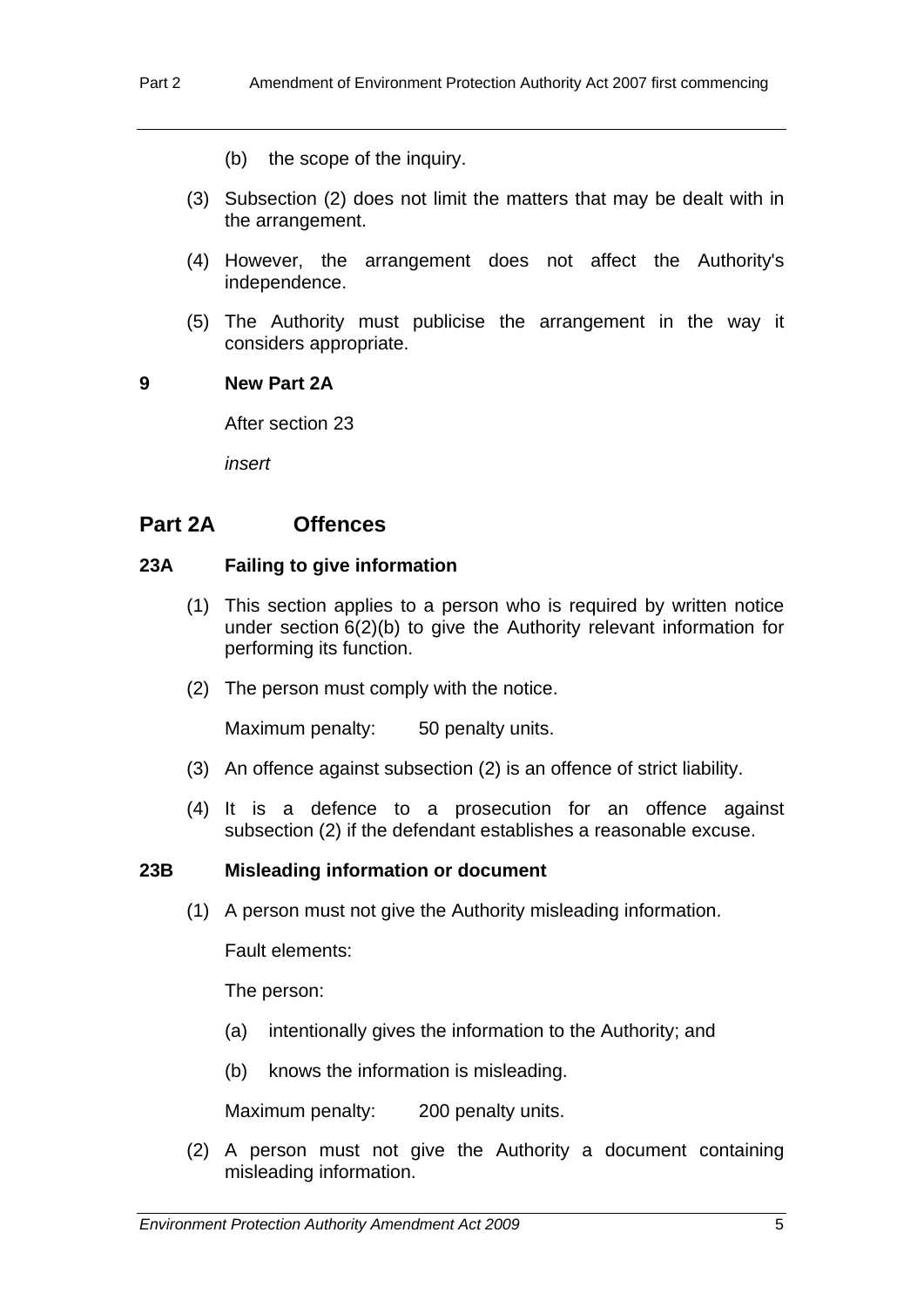(b) the scope of the inquiry.

(3) Subsection (2) does not limit the matters that may be dealt with in the arrangement.

(4) However, the arrangement does not affect the Authority's independence.

(5) The Authority must publicise the arrangement in the way it considers appropriate.

**9 New Part 2A**

After section 23

*insert*

## Part 2A Offences

**23A Failing to give information**

(1) This section applies to a person who is required by written notice under section 6(2)(b) to give the Authority relevant information for performing its function.

(2) The person must comply with the notice.

Maximum penalty: 50 penalty units.

(3) An offence against subsection (2) is an offence of strict liability.

(4) It is a defence to a prosecution for an offence against subsection (2) if the defendant establishes a reasonable excuse.

**23B Misleading information or document**

(1) A person must not give the Authority misleading information.

Fault elements:

The person:

(a) intentionally gives the information to the Authority; and

(b) knows the information is misleading.

Maximum penalty: 200 penalty units.

(2) A person must not give the Authority a document containing misleading information.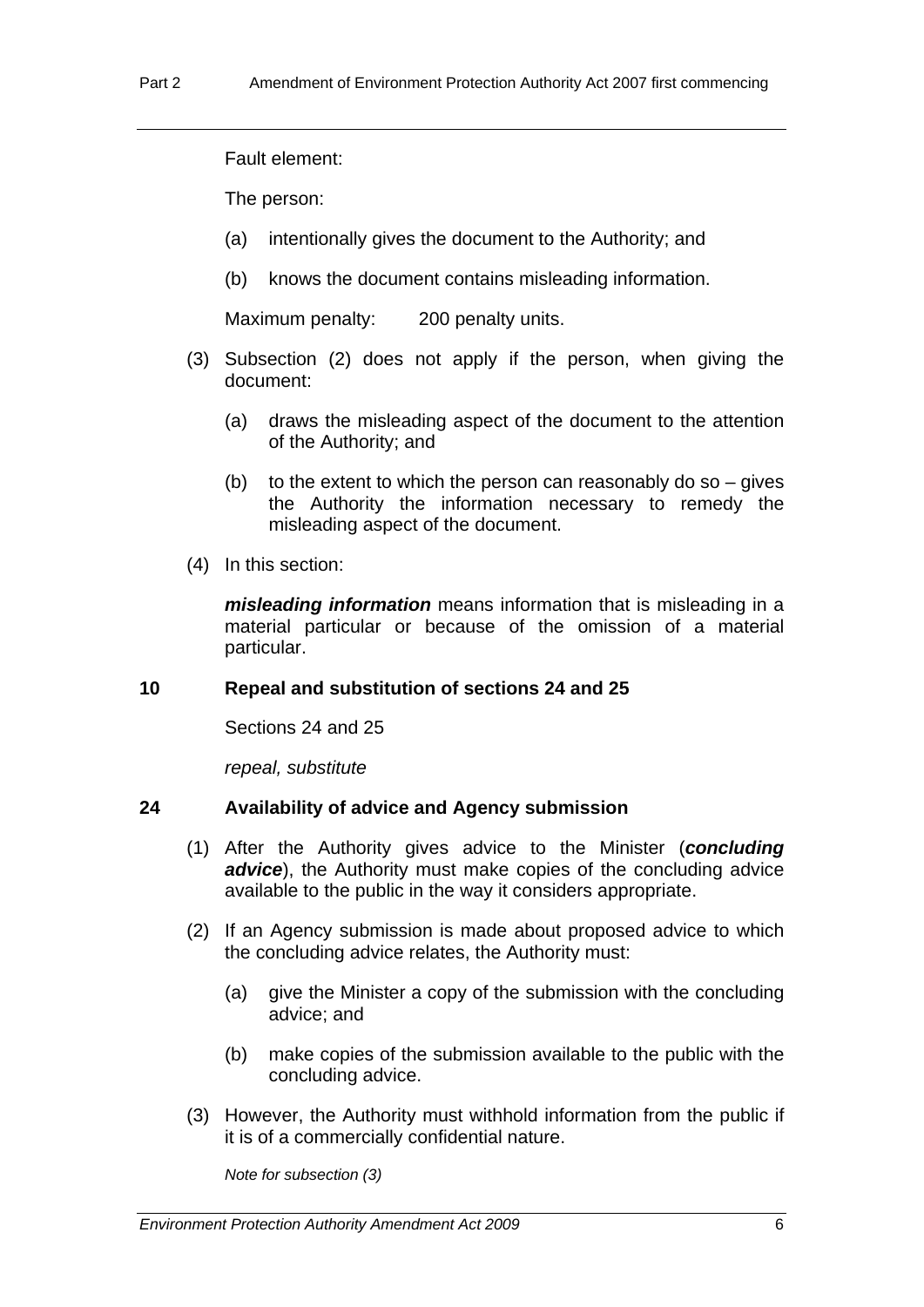Fault element:

The person:

(a) intentionally gives the document to the Authority; and

(b) knows the document contains misleading information.

Maximum penalty: 200 penalty units.

(3) Subsection (2) does not apply if the person, when giving the document:

(a) draws the misleading aspect of the document to the attention of the Authority; and

(b) to the extent to which the person can reasonably do so – gives the Authority the information necessary to remedy the misleading aspect of the document.

(4) In this section:

***misleading information*** means information that is misleading in a material particular or because of the omission of a material particular.

### 10 Repeal and substitution of sections 24 and 25

Sections 24 and 25

*repeal, substitute*

### 24 Availability of advice and Agency submission

(1) After the Authority gives advice to the Minister (***concluding advice***), the Authority must make copies of the concluding advice available to the public in the way it considers appropriate.

(2) If an Agency submission is made about proposed advice to which the concluding advice relates, the Authority must:

(a) give the Minister a copy of the submission with the concluding advice; and

(b) make copies of the submission available to the public with the concluding advice.

(3) However, the Authority must withhold information from the public if it is of a commercially confidential nature.

*Note for subsection (3)*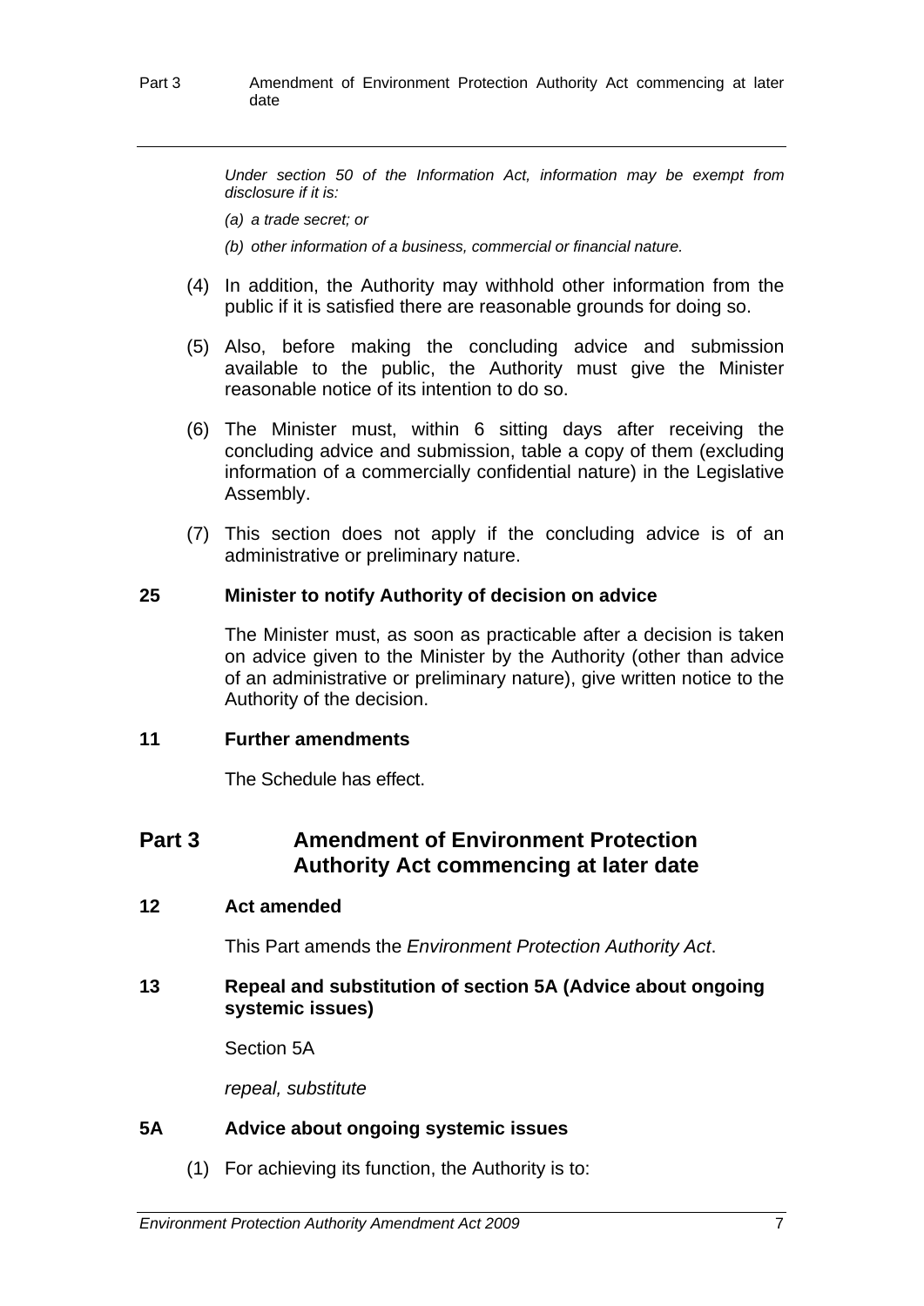*Under section 50 of the Information Act, information may be exempt from disclosure if it is:*

*(a) a trade secret; or*

*(b) other information of a business, commercial or financial nature.*

(4) In addition, the Authority may withhold other information from the public if it is satisfied there are reasonable grounds for doing so.

(5) Also, before making the concluding advice and submission available to the public, the Authority must give the Minister reasonable notice of its intention to do so.

(6) The Minister must, within 6 sitting days after receiving the concluding advice and submission, table a copy of them (excluding information of a commercially confidential nature) in the Legislative Assembly.

(7) This section does not apply if the concluding advice is of an administrative or preliminary nature.

**25 Minister to notify Authority of decision on advice**

The Minister must, as soon as practicable after a decision is taken on advice given to the Minister by the Authority (other than advice of an administrative or preliminary nature), give written notice to the Authority of the decision.

**11 Further amendments**

The Schedule has effect.

## Part 3 Amendment of Environment Protection Authority Act commencing at later date

**12 Act amended**

This Part amends the *Environment Protection Authority Act*.

**13 Repeal and substitution of section 5A (Advice about ongoing systemic issues)**

Section 5A

*repeal, substitute*

**5A Advice about ongoing systemic issues**

(1) For achieving its function, the Authority is to: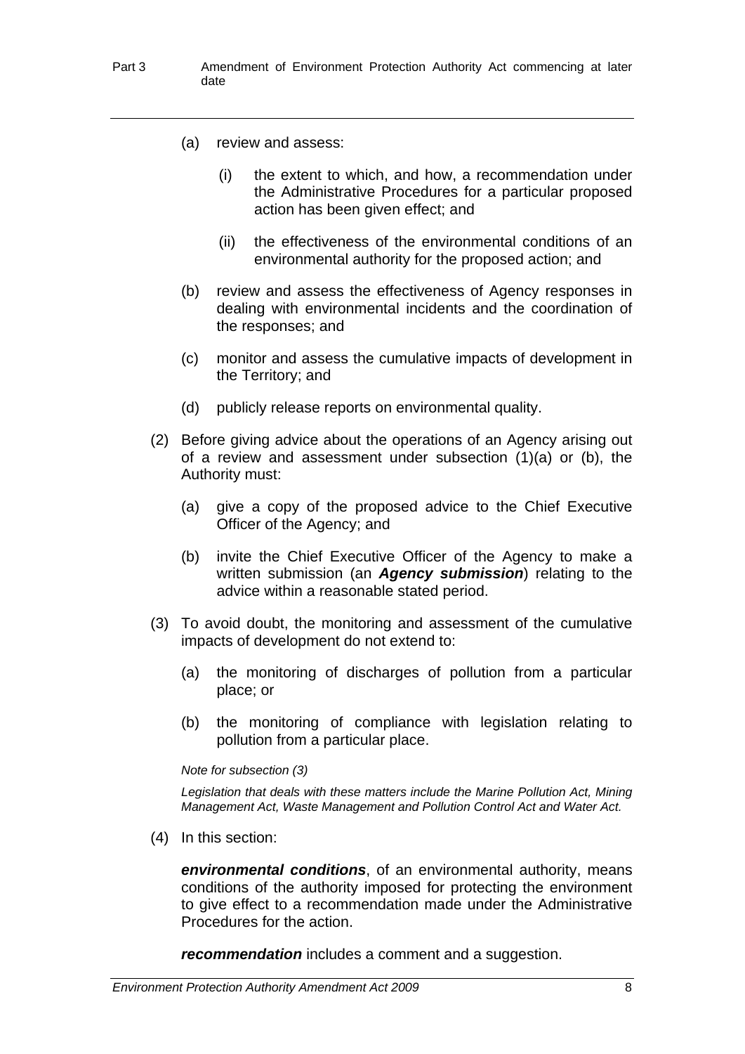(a) review and assess:

  (i) the extent to which, and how, a recommendation under the Administrative Procedures for a particular proposed action has been given effect; and

  (ii) the effectiveness of the environmental conditions of an environmental authority for the proposed action; and

(b) review and assess the effectiveness of Agency responses in dealing with environmental incidents and the coordination of the responses; and

(c) monitor and assess the cumulative impacts of development in the Territory; and

(d) publicly release reports on environmental quality.

(2) Before giving advice about the operations of an Agency arising out of a review and assessment under subsection (1)(a) or (b), the Authority must:

  (a) give a copy of the proposed advice to the Chief Executive Officer of the Agency; and

  (b) invite the Chief Executive Officer of the Agency to make a written submission (an ***Agency submission***) relating to the advice within a reasonable stated period.

(3) To avoid doubt, the monitoring and assessment of the cumulative impacts of development do not extend to:

  (a) the monitoring of discharges of pollution from a particular place; or

  (b) the monitoring of compliance with legislation relating to pollution from a particular place.

*Note for subsection (3)*

*Legislation that deals with these matters include the Marine Pollution Act, Mining Management Act, Waste Management and Pollution Control Act and Water Act.*

(4) In this section:

***environmental conditions***, of an environmental authority, means conditions of the authority imposed for protecting the environment to give effect to a recommendation made under the Administrative Procedures for the action.

***recommendation*** includes a comment and a suggestion.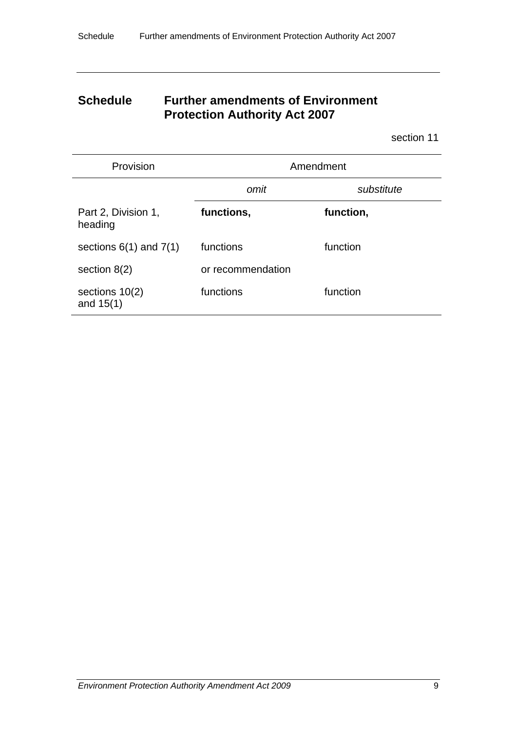## Schedule Further amendments of Environment Protection Authority Act 2007

section 11

| Provision | Amendment | |
|---|---|---|
| | *omit* | *substitute* |
| Part 2, Division 1, heading | **functions,** | **function,** |
| sections 6(1) and 7(1) | functions | function |
| section 8(2) | or recommendation | |
| sections 10(2) and 15(1) | functions | function |